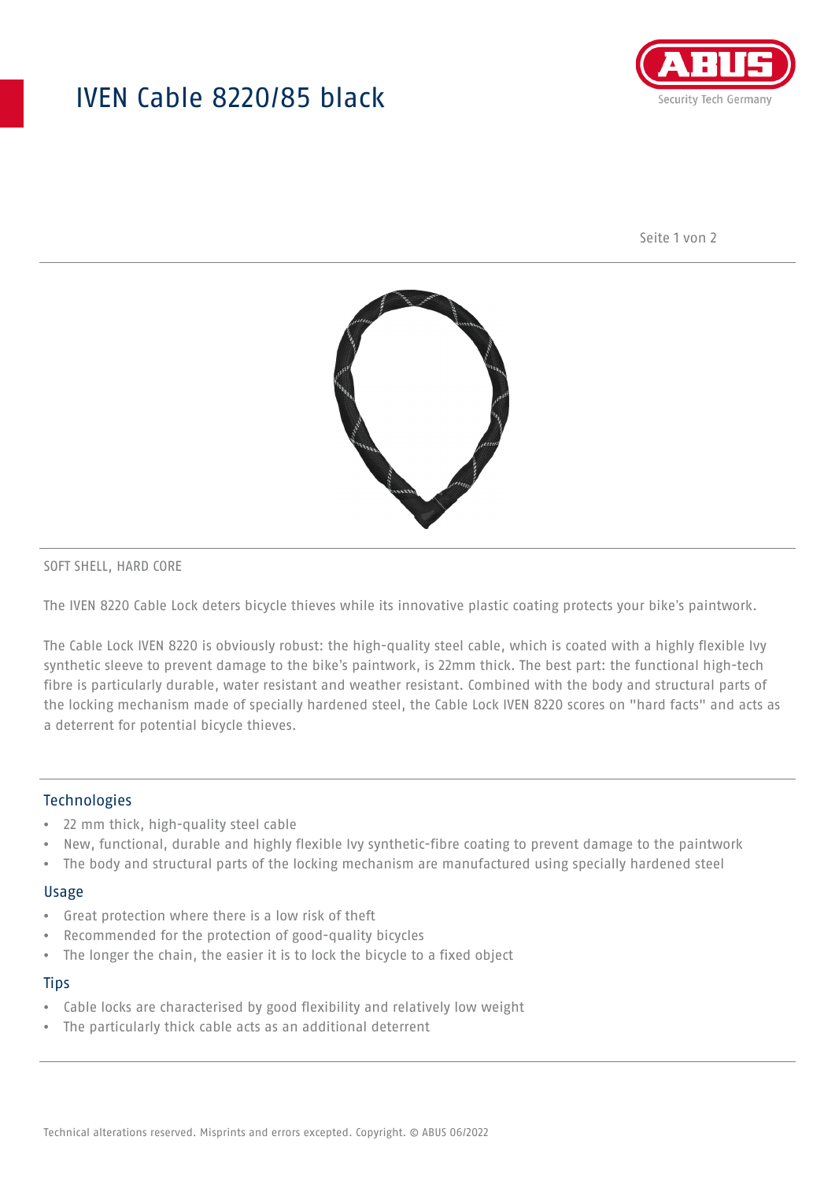# IVEN Cable 8220/85 black

SOFT SHELL, HARD CORE

The IVEN 8220 Cable Lock deters bicycle thieves while its innovative plastic coating protects your bike's paintwork.

The Cable Lock IVEN 8220 is obviously robust: the high-quality steel cable, which is coated with a highly flexible Ivy synthetic sleeve to prevent damage to the bike's paintwork, is 22mm thick. The best part: the functional high-tech fibre is particularly durable, water resistant and weather resistant. Combined with the body and structural parts of the locking mechanism made of specially hardened steel, the Cable Lock IVEN 8220 scores on "hard facts" and acts as a deterrent for potential bicycle thieves.

## Technologies

- 22 mm thick, high-quality steel cable
- New, functional, durable and highly flexible Ivy synthetic-fibre coating to prevent damage to the paintwork
- The body and structural parts of the locking mechanism are manufactured using specially hardened steel

## Usage

- Great protection where there is a low risk of theft
- Recommended for the protection of good-quality bicycles
- The longer the chain, the easier it is to lock the bicycle to a fixed object

## Tips

- Cable locks are characterised by good flexibility and relatively low weight
- The particularly thick cable acts as an additional deterrent

Technical alterations reserved. Misprints and errors excepted. Copyright. © ABUS 06/2022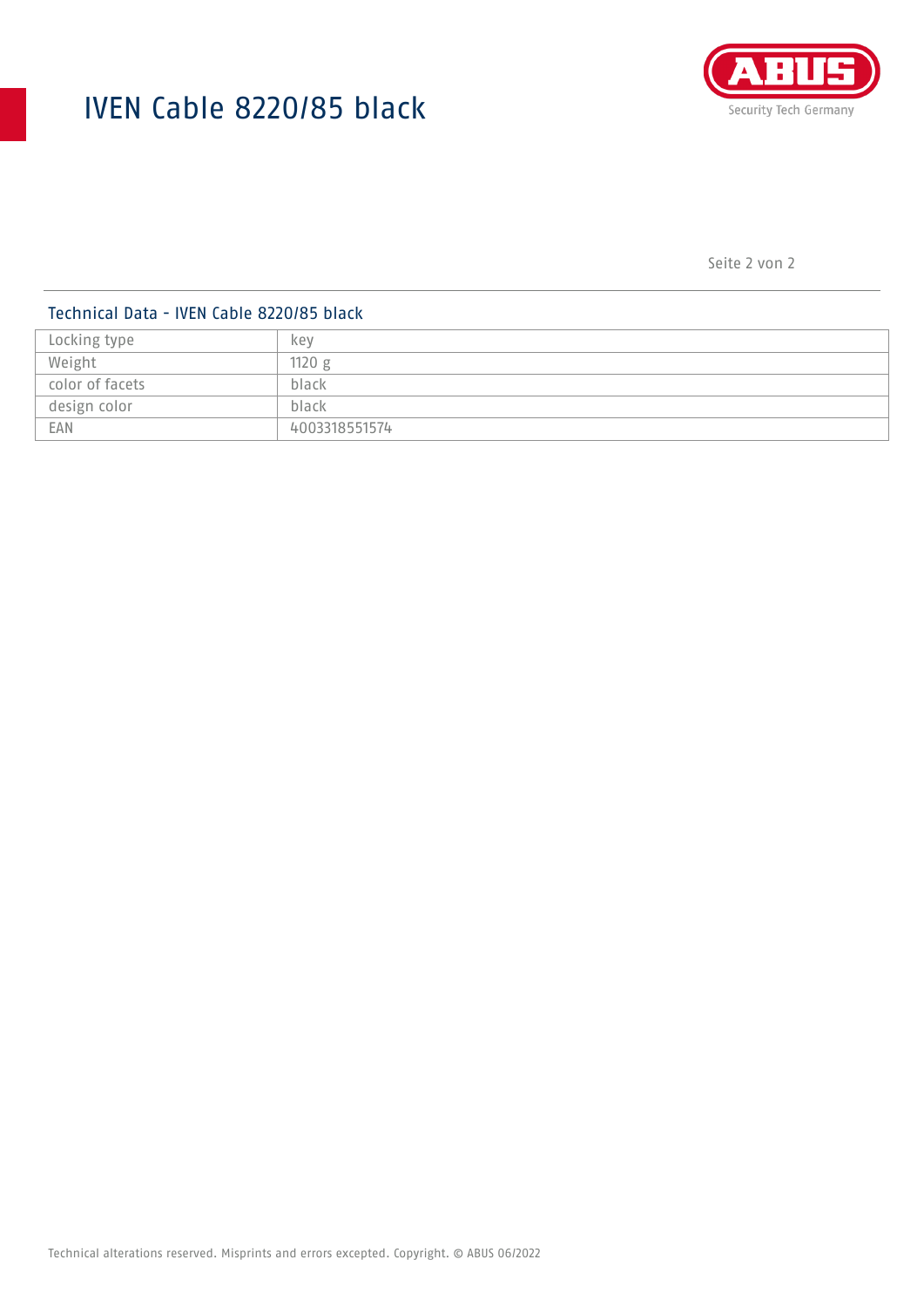# IVEN Cable 8220/85 black

## Technical Data - IVEN Cable 8220/85 black

| | |
|---|---|
| Locking type | key |
| Weight | 1120 g |
| color of facets | black |
| design color | black |
| EAN | 4003318551574 |

Technical alterations reserved. Misprints and errors excepted. Copyright. © ABUS 06/2022